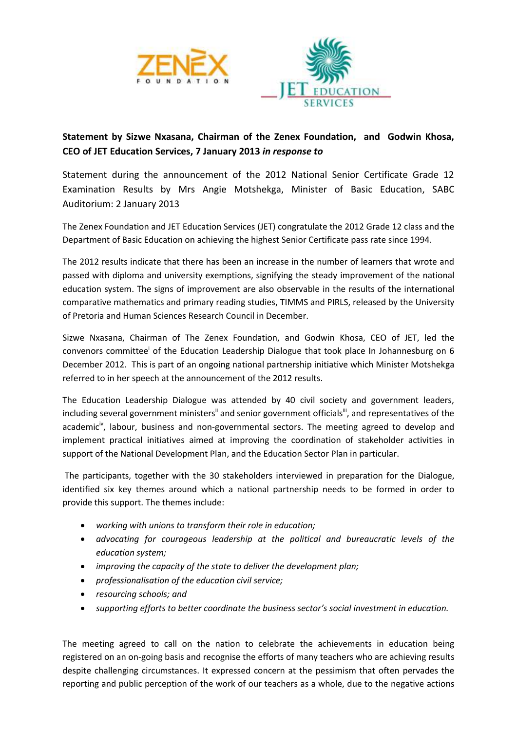**Statement by Sizwe Nxasana, Chairman of the Zenex Foundation, and Godwin Khosa, CEO of JET Education Services, 7 January 2013** ***in response to***

Statement during the announcement of the 2012 National Senior Certificate Grade 12 Examination Results by Mrs Angie Motshekga, Minister of Basic Education, SABC Auditorium: 2 January 2013

The Zenex Foundation and JET Education Services (JET) congratulate the 2012 Grade 12 class and the Department of Basic Education on achieving the highest Senior Certificate pass rate since 1994.

The 2012 results indicate that there has been an increase in the number of learners that wrote and passed with diploma and university exemptions, signifying the steady improvement of the national education system. The signs of improvement are also observable in the results of the international comparative mathematics and primary reading studies, TIMMS and PIRLS, released by the University of Pretoria and Human Sciences Research Council in December.

Sizwe Nxasana, Chairman of The Zenex Foundation, and Godwin Khosa, CEO of JET, led the convenors committee[i] of the Education Leadership Dialogue that took place In Johannesburg on 6 December 2012. This is part of an ongoing national partnership initiative which Minister Motshekga referred to in her speech at the announcement of the 2012 results.

The Education Leadership Dialogue was attended by 40 civil society and government leaders, including several government ministers[ii] and senior government officials[iii], and representatives of the academic[iv], labour, business and non-governmental sectors. The meeting agreed to develop and implement practical initiatives aimed at improving the coordination of stakeholder activities in support of the National Development Plan, and the Education Sector Plan in particular.

The participants, together with the 30 stakeholders interviewed in preparation for the Dialogue, identified six key themes around which a national partnership needs to be formed in order to provide this support. The themes include:

- *working with unions to transform their role in education;*
- *advocating for courageous leadership at the political and bureaucratic levels of the education system;*
- *improving the capacity of the state to deliver the development plan;*
- *professionalisation of the education civil service;*
- *resourcing schools; and*
- *supporting efforts to better coordinate the business sector's social investment in education.*

The meeting agreed to call on the nation to celebrate the achievements in education being registered on an on-going basis and recognise the efforts of many teachers who are achieving results despite challenging circumstances. It expressed concern at the pessimism that often pervades the reporting and public perception of the work of our teachers as a whole, due to the negative actions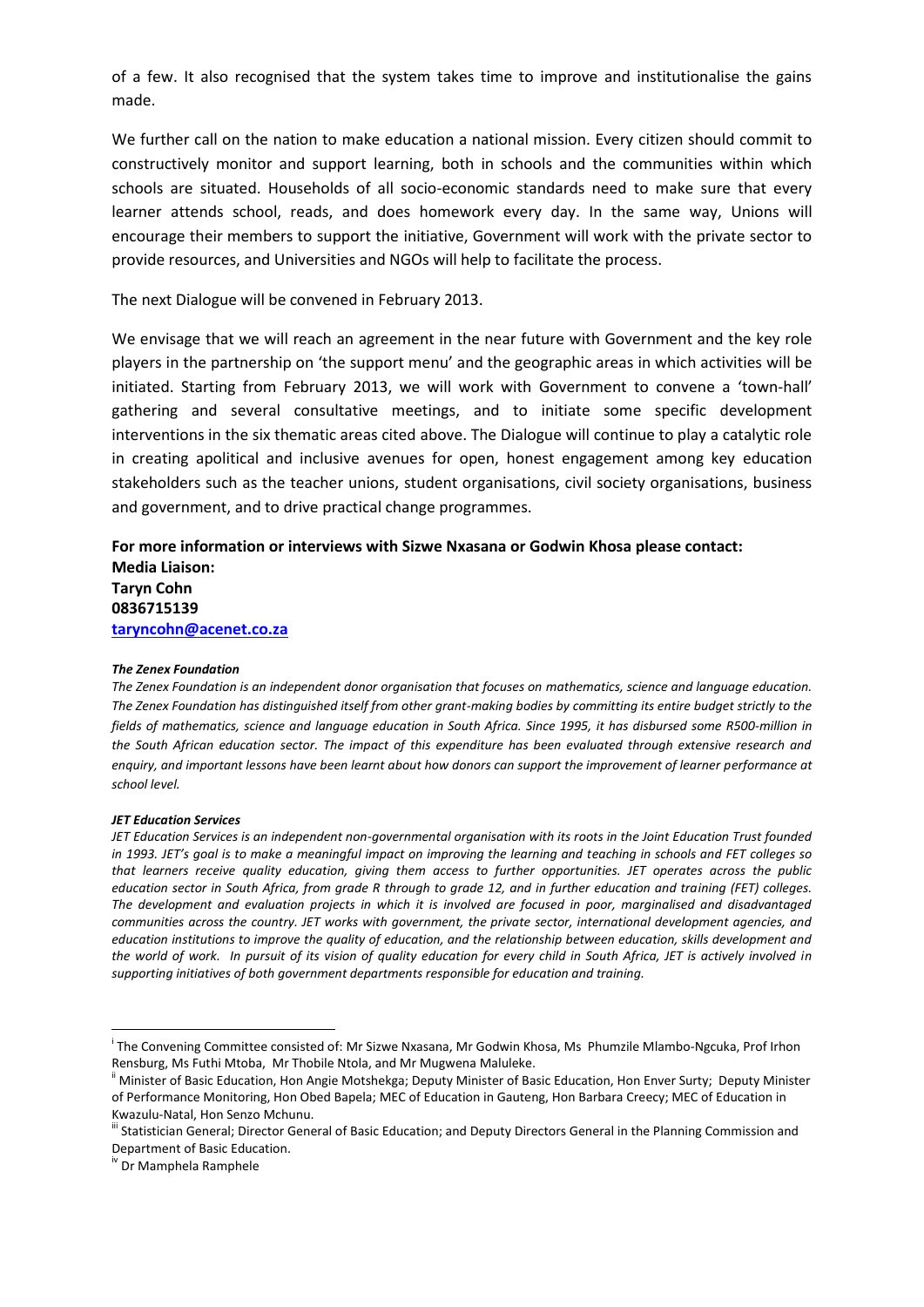of a few. It also recognised that the system takes time to improve and institutionalise the gains made.

We further call on the nation to make education a national mission. Every citizen should commit to constructively monitor and support learning, both in schools and the communities within which schools are situated. Households of all socio-economic standards need to make sure that every learner attends school, reads, and does homework every day. In the same way, Unions will encourage their members to support the initiative, Government will work with the private sector to provide resources, and Universities and NGOs will help to facilitate the process.

The next Dialogue will be convened in February 2013.

We envisage that we will reach an agreement in the near future with Government and the key role players in the partnership on 'the support menu' and the geographic areas in which activities will be initiated. Starting from February 2013, we will work with Government to convene a 'town-hall' gathering and several consultative meetings, and to initiate some specific development interventions in the six thematic areas cited above. The Dialogue will continue to play a catalytic role in creating apolitical and inclusive avenues for open, honest engagement among key education stakeholders such as the teacher unions, student organisations, civil society organisations, business and government, and to drive practical change programmes.

**For more information or interviews with Sizwe Nxasana or Godwin Khosa please contact:**
**Media Liaison:**
**Taryn Cohn**
**0836715139**
**taryncohn@acenet.co.za**

***The Zenex Foundation***

*The Zenex Foundation is an independent donor organisation that focuses on mathematics, science and language education. The Zenex Foundation has distinguished itself from other grant-making bodies by committing its entire budget strictly to the fields of mathematics, science and language education in South Africa. Since 1995, it has disbursed some R500-million in the South African education sector. The impact of this expenditure has been evaluated through extensive research and enquiry, and important lessons have been learnt about how donors can support the improvement of learner performance at school level.*

***JET Education Services***

*JET Education Services is an independent non-governmental organisation with its roots in the Joint Education Trust founded in 1993. JET's goal is to make a meaningful impact on improving the learning and teaching in schools and FET colleges so that learners receive quality education, giving them access to further opportunities. JET operates across the public education sector in South Africa, from grade R through to grade 12, and in further education and training (FET) colleges. The development and evaluation projects in which it is involved are focused in poor, marginalised and disadvantaged communities across the country. JET works with government, the private sector, international development agencies, and education institutions to improve the quality of education, and the relationship between education, skills development and the world of work. In pursuit of its vision of quality education for every child in South Africa, JET is actively involved in supporting initiatives of both government departments responsible for education and training.*

---

[i] The Convening Committee consisted of: Mr Sizwe Nxasana, Mr Godwin Khosa, Ms Phumzile Mlambo-Ngcuka, Prof Irhon Rensburg, Ms Futhi Mtoba, Mr Thobile Ntola, and Mr Mugwena Maluleke.

[ii] Minister of Basic Education, Hon Angie Motshekga; Deputy Minister of Basic Education, Hon Enver Surty; Deputy Minister of Performance Monitoring, Hon Obed Bapela; MEC of Education in Gauteng, Hon Barbara Creecy; MEC of Education in Kwazulu-Natal, Hon Senzo Mchunu.

[iii] Statistician General; Director General of Basic Education; and Deputy Directors General in the Planning Commission and Department of Basic Education.

[iv] Dr Mamphela Ramphele